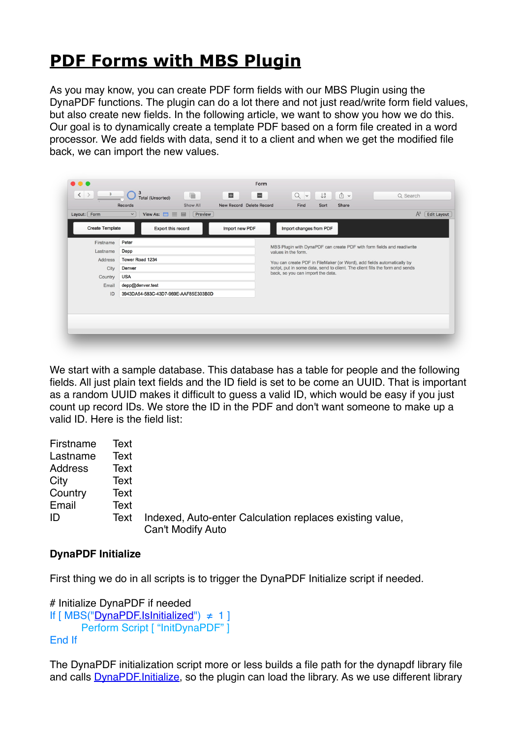# PDF Forms with MBS Plugin

As you may know, you can create PDF form fields with our MBS Plugin using the DynaPDF functions. The plugin can do a lot there and not just read/write form field values, but also create new fields. In the following article, we want to show you how we do this. Our goal is to dynamically create a template PDF based on a form file created in a word processor. We add fields with data, send it to a client and when we get the modified file back, we can import the new values.

We start with a sample database. This database has a table for people and the following fields. All just plain text fields and the ID field is set to be come an UUID. That is important as a random UUID makes it difficult to guess a valid ID, which would be easy if you just count up record IDs. We store the ID in the PDF and don't want someone to make up a valid ID. Here is the field list:

| | | |
|---|---|---|
| Firstname | Text | |
| Lastname | Text | |
| Address | Text | |
| City | Text | |
| Country | Text | |
| Email | Text | |
| ID | Text | Indexed, Auto-enter Calculation replaces existing value, Can't Modify Auto |

**DynaPDF Initialize**

First thing we do in all scripts is to trigger the DynaPDF Initialize script if needed.

```
# Initialize DynaPDF if needed
If [ MBS("DynaPDF.IsInitialized") ≠ 1 ]
    Perform Script [ "InitDynaPDF" ]
End If
```

The DynaPDF initialization script more or less builds a file path for the dynapdf library file and calls DynaPDF.Initialize, so the plugin can load the library. As we use different library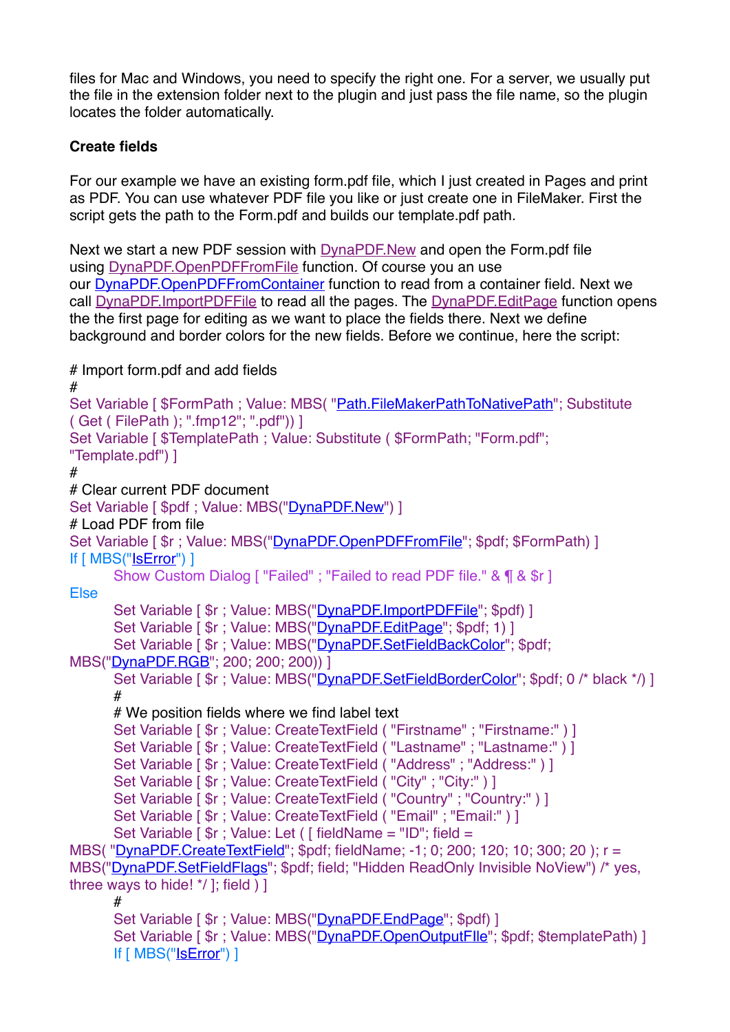files for Mac and Windows, you need to specify the right one. For a server, we usually put the file in the extension folder next to the plugin and just pass the file name, so the plugin locates the folder automatically.

**Create fields**

For our example we have an existing form.pdf file, which I just created in Pages and print as PDF. You can use whatever PDF file you like or just create one in FileMaker. First the script gets the path to the Form.pdf and builds our template.pdf path.

Next we start a new PDF session with DynaPDF.New and open the Form.pdf file using DynaPDF.OpenPDFFromFile function. Of course you an use our DynaPDF.OpenPDFFromContainer function to read from a container field. Next we call DynaPDF.ImportPDFFile to read all the pages. The DynaPDF.EditPage function opens the the first page for editing as we want to place the fields there. Next we define background and border colors for the new fields. Before we continue, here the script:

```
# Import form.pdf and add fields
#
Set Variable [ $FormPath ; Value: MBS( "Path.FileMakerPathToNativePath"; Substitute
( Get ( FilePath ); ".fmp12"; ".pdf")) ]
Set Variable [ $TemplatePath ; Value: Substitute ( $FormPath; "Form.pdf";
"Template.pdf") ]
#
# Clear current PDF document
Set Variable [ $pdf ; Value: MBS("DynaPDF.New") ]
# Load PDF from file
Set Variable [ $r ; Value: MBS("DynaPDF.OpenPDFFromFile"; $pdf; $FormPath) ]
If [ MBS("IsError") ]
	Show Custom Dialog [ "Failed" ; "Failed to read PDF file." & ¶ & $r ]
Else
	Set Variable [ $r ; Value: MBS("DynaPDF.ImportPDFFile"; $pdf) ]
	Set Variable [ $r ; Value: MBS("DynaPDF.EditPage"; $pdf; 1) ]
	Set Variable [ $r ; Value: MBS("DynaPDF.SetFieldBackColor"; $pdf;
MBS("DynaPDF.RGB"; 200; 200; 200)) ]
	Set Variable [ $r ; Value: MBS("DynaPDF.SetFieldBorderColor"; $pdf; 0 /* black */) ]
	#
	# We position fields where we find label text
	Set Variable [ $r ; Value: CreateTextField ( "Firstname" ; "Firstname:" ) ]
	Set Variable [ $r ; Value: CreateTextField ( "Lastname" ; "Lastname:" ) ]
	Set Variable [ $r ; Value: CreateTextField ( "Address" ; "Address:" ) ]
	Set Variable [ $r ; Value: CreateTextField ( "City" ; "City:" ) ]
	Set Variable [ $r ; Value: CreateTextField ( "Country" ; "Country:" ) ]
	Set Variable [ $r ; Value: CreateTextField ( "Email" ; "Email:" ) ]
	Set Variable [ $r ; Value: Let ( [ fieldName = "ID"; field =
MBS( "DynaPDF.CreateTextField"; $pdf; fieldName; -1; 0; 200; 120; 10; 300; 20 ); r =
MBS("DynaPDF.SetFieldFlags"; $pdf; field; "Hidden ReadOnly Invisible NoView") /* yes,
three ways to hide! */ ]; field ) ]
	#
	Set Variable [ $r ; Value: MBS("DynaPDF.EndPage"; $pdf) ]
	Set Variable [ $r ; Value: MBS("DynaPDF.OpenOutputFIle"; $pdf; $templatePath) ]
	If [ MBS("IsError") ]
```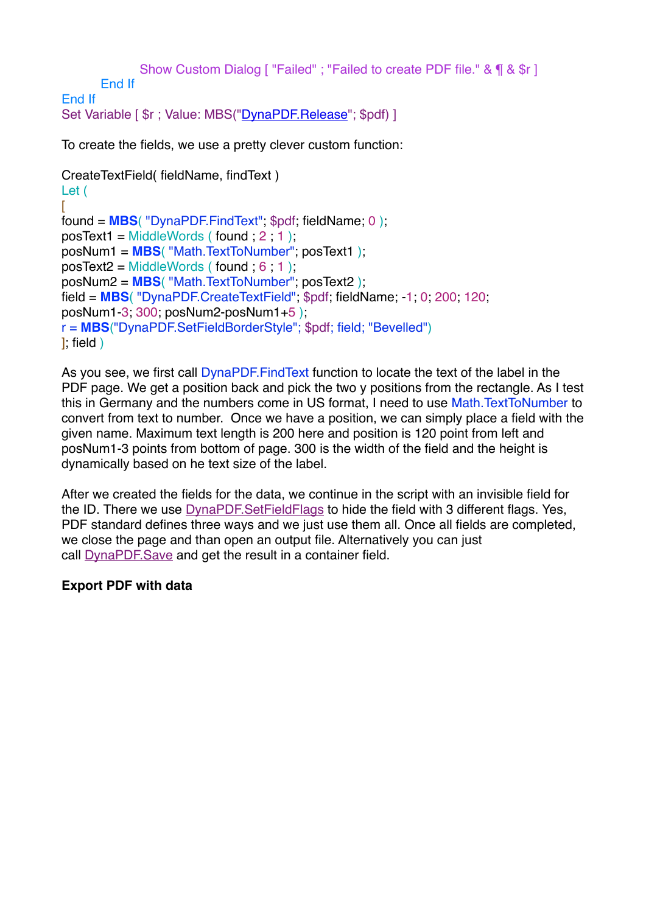```
            Show Custom Dialog [ "Failed" ; "Failed to create PDF file." & ¶ & $r ]
        End If
End If
Set Variable [ $r ; Value: MBS("DynaPDF.Release"; $pdf) ]
```

To create the fields, we use a pretty clever custom function:

```
CreateTextField( fieldName, findText )
Let (
[
found = MBS( "DynaPDF.FindText"; $pdf; fieldName; 0 );
posText1 = MiddleWords ( found ; 2 ; 1 );
posNum1 = MBS( "Math.TextToNumber"; posText1 );
posText2 = MiddleWords ( found ; 6 ; 1 );
posNum2 = MBS( "Math.TextToNumber"; posText2 );
field = MBS( "DynaPDF.CreateTextField"; $pdf; fieldName; -1; 0; 200; 120;
posNum1-3; 300; posNum2-posNum1+5 );
r = MBS("DynaPDF.SetFieldBorderStyle"; $pdf; field; "Bevelled")
]; field )
```

As you see, we first call DynaPDF.FindText function to locate the text of the label in the PDF page. We get a position back and pick the two y positions from the rectangle. As I test this in Germany and the numbers come in US format, I need to use Math.TextToNumber to convert from text to number.  Once we have a position, we can simply place a field with the given name. Maximum text length is 200 here and position is 120 point from left and posNum1-3 points from bottom of page. 300 is the width of the field and the height is dynamically based on he text size of the label.

After we created the fields for the data, we continue in the script with an invisible field for the ID. There we use DynaPDF.SetFieldFlags to hide the field with 3 different flags. Yes, PDF standard defines three ways and we just use them all. Once all fields are completed, we close the page and than open an output file. Alternatively you can just call DynaPDF.Save and get the result in a container field.

**Export PDF with data**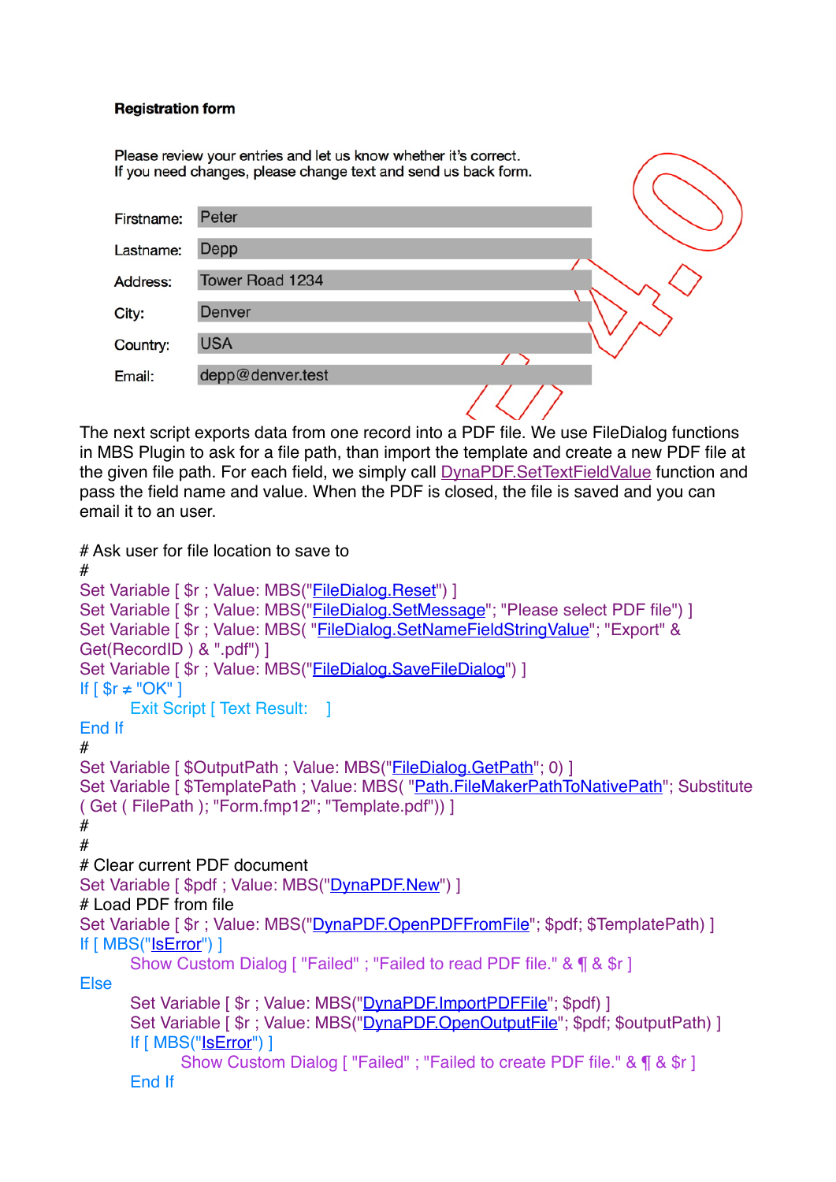**Registration form**

Please review your entries and let us know whether it's correct.
If you need changes, please change text and send us back form.

| | |
|---|---|
| Firstname: | Peter |
| Lastname: | Depp |
| Address: | Tower Road 1234 |
| City: | Denver |
| Country: | USA |
| Email: | depp@denver.test |

The next script exports data from one record into a PDF file. We use FileDialog functions in MBS Plugin to ask for a file path, than import the template and create a new PDF file at the given file path. For each field, we simply call DynaPDF.SetTextFieldValue function and pass the field name and value. When the PDF is closed, the file is saved and you can email it to an user.

```
# Ask user for file location to save to
#
Set Variable [ $r ; Value: MBS("FileDialog.Reset") ]
Set Variable [ $r ; Value: MBS("FileDialog.SetMessage"; "Please select PDF file") ]
Set Variable [ $r ; Value: MBS( "FileDialog.SetNameFieldStringValue"; "Export" &
Get(RecordID ) & ".pdf") ]
Set Variable [ $r ; Value: MBS("FileDialog.SaveFileDialog") ]
If [ $r ≠ "OK" ]
	Exit Script [ Text Result:    ]
End If
#
Set Variable [ $OutputPath ; Value: MBS("FileDialog.GetPath"; 0) ]
Set Variable [ $TemplatePath ; Value: MBS( "Path.FileMakerPathToNativePath"; Substitute
( Get ( FilePath ); "Form.fmp12"; "Template.pdf")) ]
#
#
# Clear current PDF document
Set Variable [ $pdf ; Value: MBS("DynaPDF.New") ]
# Load PDF from file
Set Variable [ $r ; Value: MBS("DynaPDF.OpenPDFFromFile"; $pdf; $TemplatePath) ]
If [ MBS("IsError") ]
	Show Custom Dialog [ "Failed" ; "Failed to read PDF file." & ¶ & $r ]
Else
	Set Variable [ $r ; Value: MBS("DynaPDF.ImportPDFFile"; $pdf) ]
	Set Variable [ $r ; Value: MBS("DynaPDF.OpenOutputFile"; $pdf; $outputPath) ]
	If [ MBS("IsError") ]
		Show Custom Dialog [ "Failed" ; "Failed to create PDF file." & ¶ & $r ]
	End If
```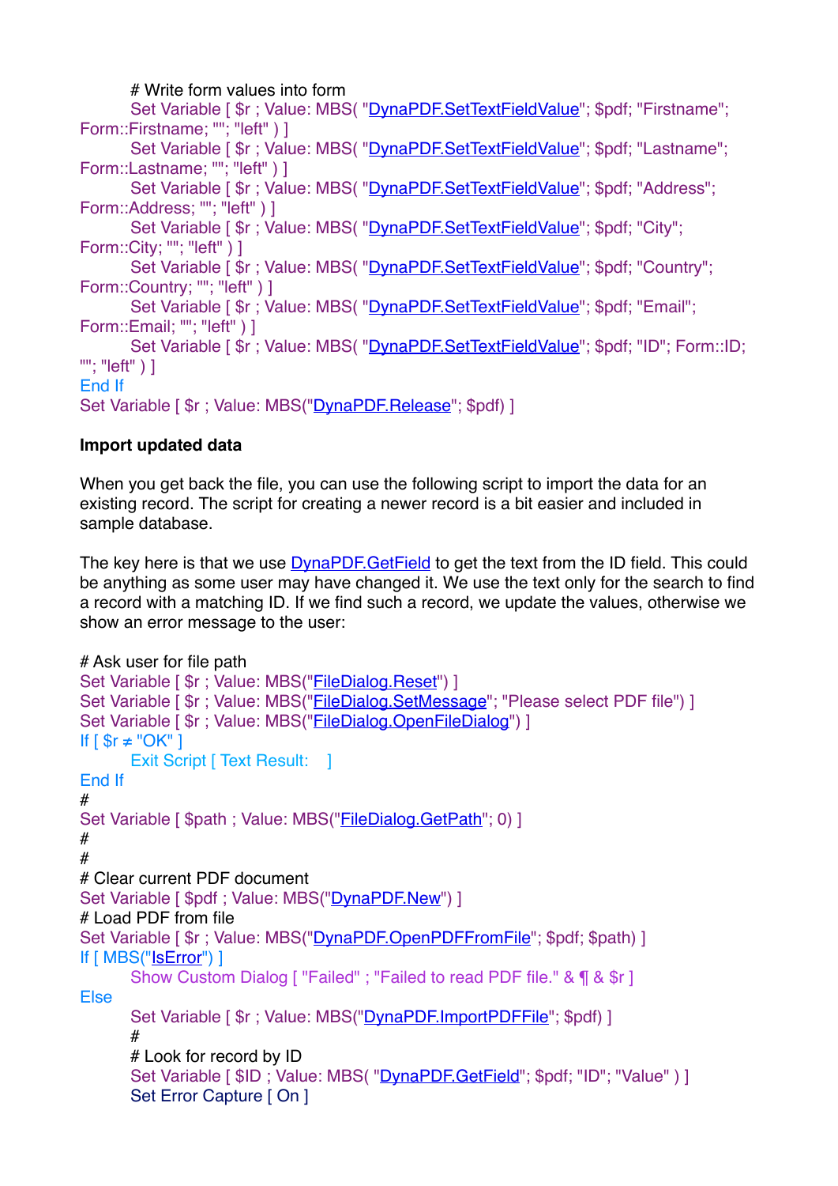```
	# Write form values into form
	Set Variable [ $r ; Value: MBS( "DynaPDF.SetTextFieldValue"; $pdf; "Firstname"; Form::Firstname; ""; "left" ) ]
	Set Variable [ $r ; Value: MBS( "DynaPDF.SetTextFieldValue"; $pdf; "Lastname"; Form::Lastname; ""; "left" ) ]
	Set Variable [ $r ; Value: MBS( "DynaPDF.SetTextFieldValue"; $pdf; "Address"; Form::Address; ""; "left" ) ]
	Set Variable [ $r ; Value: MBS( "DynaPDF.SetTextFieldValue"; $pdf; "City"; Form::City; ""; "left" ) ]
	Set Variable [ $r ; Value: MBS( "DynaPDF.SetTextFieldValue"; $pdf; "Country"; Form::Country; ""; "left" ) ]
	Set Variable [ $r ; Value: MBS( "DynaPDF.SetTextFieldValue"; $pdf; "Email"; Form::Email; ""; "left" ) ]
	Set Variable [ $r ; Value: MBS( "DynaPDF.SetTextFieldValue"; $pdf; "ID"; Form::ID; ""; "left" ) ]
End If
Set Variable [ $r ; Value: MBS("DynaPDF.Release"; $pdf) ]
```

**Import updated data**

When you get back the file, you can use the following script to import the data for an existing record. The script for creating a newer record is a bit easier and included in sample database.

The key here is that we use DynaPDF.GetField to get the text from the ID field. This could be anything as some user may have changed it. We use the text only for the search to find a record with a matching ID. If we find such a record, we update the values, otherwise we show an error message to the user:

```
# Ask user for file path
Set Variable [ $r ; Value: MBS("FileDialog.Reset") ]
Set Variable [ $r ; Value: MBS("FileDialog.SetMessage"; "Please select PDF file") ]
Set Variable [ $r ; Value: MBS("FileDialog.OpenFileDialog") ]
If [ $r ≠ "OK" ]
	Exit Script [ Text Result:    ]
End If
#
Set Variable [ $path ; Value: MBS("FileDialog.GetPath"; 0) ]
#
#
# Clear current PDF document
Set Variable [ $pdf ; Value: MBS("DynaPDF.New") ]
# Load PDF from file
Set Variable [ $r ; Value: MBS("DynaPDF.OpenPDFFromFile"; $pdf; $path) ]
If [ MBS("IsError") ]
	Show Custom Dialog [ "Failed" ; "Failed to read PDF file." & ¶ & $r ]
Else
	Set Variable [ $r ; Value: MBS("DynaPDF.ImportPDFFile"; $pdf) ]
	#
	# Look for record by ID
	Set Variable [ $ID ; Value: MBS( "DynaPDF.GetField"; $pdf; "ID"; "Value" ) ]
	Set Error Capture [ On ]
```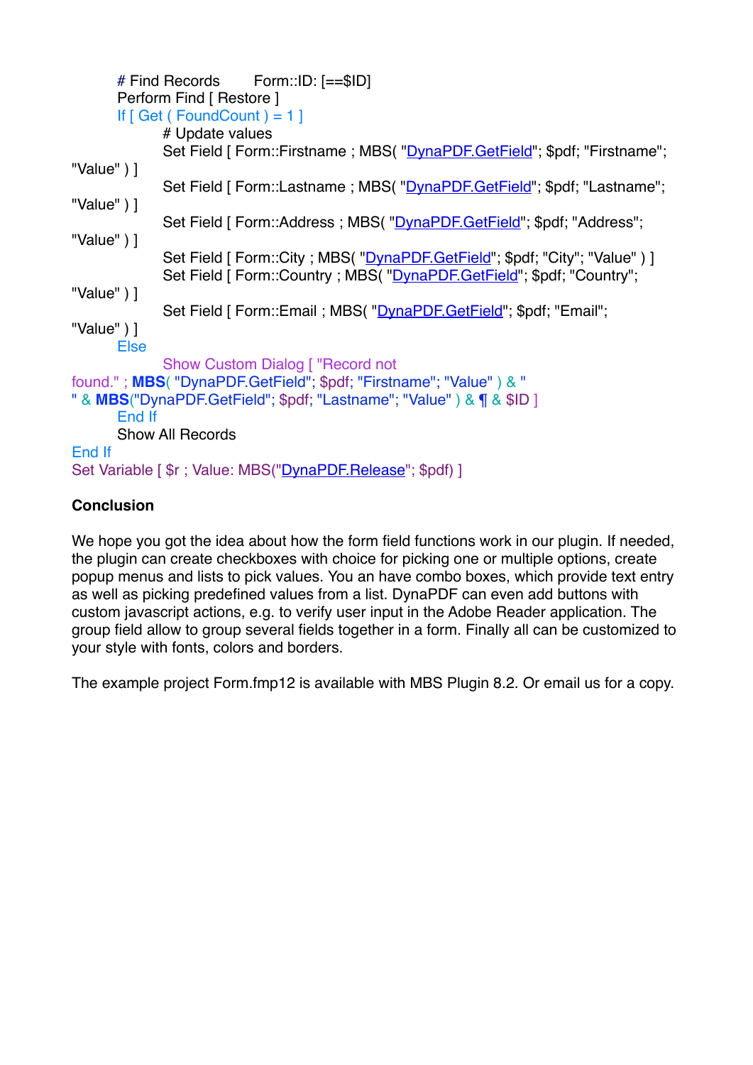```
		# Find Records	Form::ID: [==$ID]
		Perform Find [ Restore ]
		If [ Get ( FoundCount ) = 1 ]
			# Update values
			Set Field [ Form::Firstname ; MBS( "DynaPDF.GetField"; $pdf; "Firstname"; "Value" ) ]
			Set Field [ Form::Lastname ; MBS( "DynaPDF.GetField"; $pdf; "Lastname"; "Value" ) ]
			Set Field [ Form::Address ; MBS( "DynaPDF.GetField"; $pdf; "Address"; "Value" ) ]
			Set Field [ Form::City ; MBS( "DynaPDF.GetField"; $pdf; "City"; "Value" ) ]
			Set Field [ Form::Country ; MBS( "DynaPDF.GetField"; $pdf; "Country"; "Value" ) ]
			Set Field [ Form::Email ; MBS( "DynaPDF.GetField"; $pdf; "Email"; "Value" ) ]
		Else
			Show Custom Dialog [ "Record not found." ; MBS( "DynaPDF.GetField"; $pdf; "Firstname"; "Value" ) & " " & MBS("DynaPDF.GetField"; $pdf; "Lastname"; "Value" ) & ¶ & $ID ]
		End If
		Show All Records
	End If
	Set Variable [ $r ; Value: MBS("DynaPDF.Release"; $pdf) ]
```

**Conclusion**

We hope you got the idea about how the form field functions work in our plugin. If needed, the plugin can create checkboxes with choice for picking one or multiple options, create popup menus and lists to pick values. You an have combo boxes, which provide text entry as well as picking predefined values from a list. DynaPDF can even add buttons with custom javascript actions, e.g. to verify user input in the Adobe Reader application. The group field allow to group several fields together in a form. Finally all can be customized to your style with fonts, colors and borders.

The example project Form.fmp12 is available with MBS Plugin 8.2. Or email us for a copy.